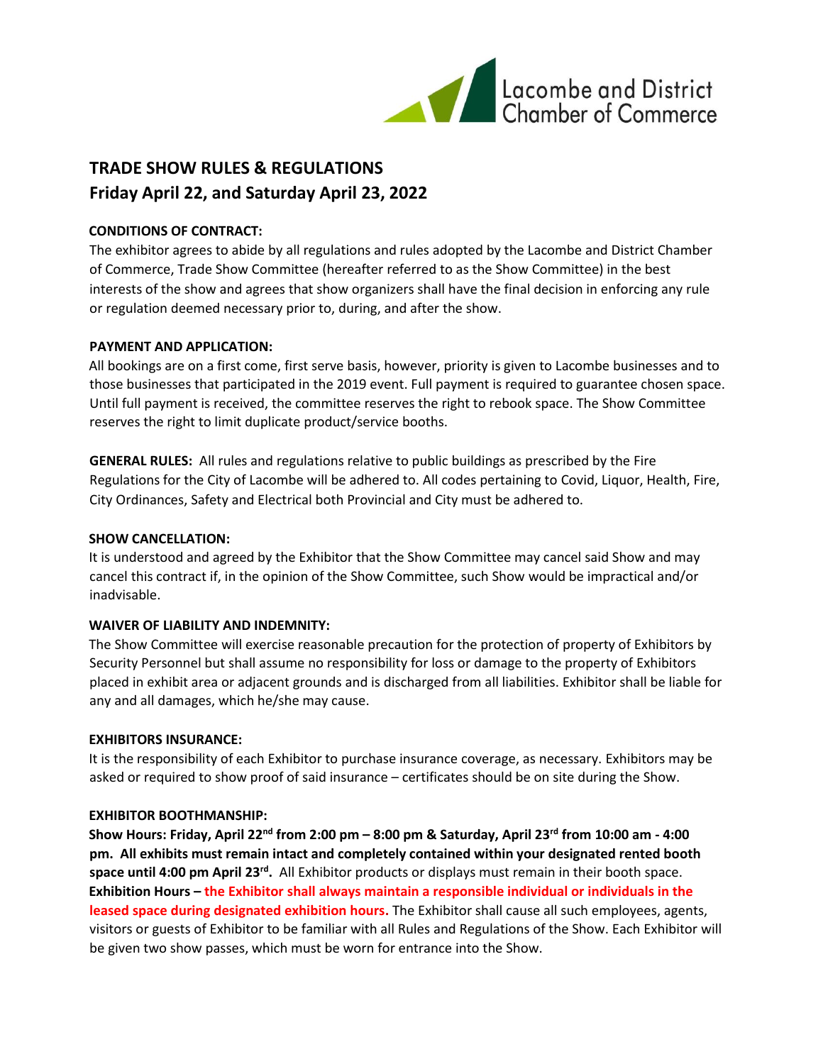Lacombe and District Chamber of Commerce

# TRADE SHOW RULES & REGULATIONS
## Friday April 22, and Saturday April 23, 2022

**CONDITIONS OF CONTRACT:**

The exhibitor agrees to abide by all regulations and rules adopted by the Lacombe and District Chamber of Commerce, Trade Show Committee (hereafter referred to as the Show Committee) in the best interests of the show and agrees that show organizers shall have the final decision in enforcing any rule or regulation deemed necessary prior to, during, and after the show.

**PAYMENT AND APPLICATION:**

All bookings are on a first come, first serve basis, however, priority is given to Lacombe businesses and to those businesses that participated in the 2019 event. Full payment is required to guarantee chosen space. Until full payment is received, the committee reserves the right to rebook space. The Show Committee reserves the right to limit duplicate product/service booths.

**GENERAL RULES:** All rules and regulations relative to public buildings as prescribed by the Fire Regulations for the City of Lacombe will be adhered to. All codes pertaining to Covid, Liquor, Health, Fire, City Ordinances, Safety and Electrical both Provincial and City must be adhered to.

**SHOW CANCELLATION:**

It is understood and agreed by the Exhibitor that the Show Committee may cancel said Show and may cancel this contract if, in the opinion of the Show Committee, such Show would be impractical and/or inadvisable.

**WAIVER OF LIABILITY AND INDEMNITY:**

The Show Committee will exercise reasonable precaution for the protection of property of Exhibitors by Security Personnel but shall assume no responsibility for loss or damage to the property of Exhibitors placed in exhibit area or adjacent grounds and is discharged from all liabilities. Exhibitor shall be liable for any and all damages, which he/she may cause.

**EXHIBITORS INSURANCE:**

It is the responsibility of each Exhibitor to purchase insurance coverage, as necessary. Exhibitors may be asked or required to show proof of said insurance – certificates should be on site during the Show.

**EXHIBITOR BOOTHMANSHIP:**

**Show Hours: Friday, April 22nd from 2:00 pm – 8:00 pm & Saturday, April 23rd from 10:00 am - 4:00 pm. All exhibits must remain intact and completely contained within your designated rented booth space until 4:00 pm April 23rd.** All Exhibitor products or displays must remain in their booth space. **Exhibition Hours – the Exhibitor shall always maintain a responsible individual or individuals in the leased space during designated exhibition hours.** The Exhibitor shall cause all such employees, agents, visitors or guests of Exhibitor to be familiar with all Rules and Regulations of the Show. Each Exhibitor will be given two show passes, which must be worn for entrance into the Show.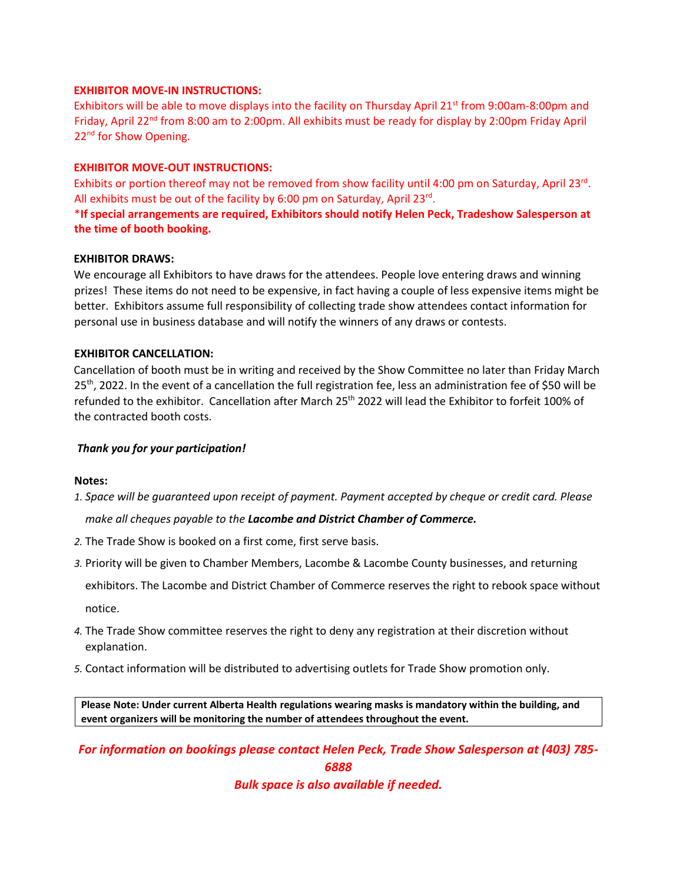**EXHIBITOR MOVE-IN INSTRUCTIONS:**

Exhibitors will be able to move displays into the facility on Thursday April 21st from 9:00am-8:00pm and Friday, April 22nd from 8:00 am to 2:00pm. All exhibits must be ready for display by 2:00pm Friday April 22nd for Show Opening.

**EXHIBITOR MOVE-OUT INSTRUCTIONS:**

Exhibits or portion thereof may not be removed from show facility until 4:00 pm on Saturday, April 23rd. All exhibits must be out of the facility by 6:00 pm on Saturday, April 23rd.

***If special arrangements are required, Exhibitors should notify Helen Peck, Tradeshow Salesperson at the time of booth booking.**

**EXHIBITOR DRAWS:**

We encourage all Exhibitors to have draws for the attendees. People love entering draws and winning prizes! These items do not need to be expensive, in fact having a couple of less expensive items might be better. Exhibitors assume full responsibility of collecting trade show attendees contact information for personal use in business database and will notify the winners of any draws or contests.

**EXHIBITOR CANCELLATION:**

Cancellation of booth must be in writing and received by the Show Committee no later than Friday March 25th, 2022. In the event of a cancellation the full registration fee, less an administration fee of $50 will be refunded to the exhibitor. Cancellation after March 25th 2022 will lead the Exhibitor to forfeit 100% of the contracted booth costs.

***Thank you for your participation!***

**Notes:**

1. *Space will be guaranteed upon receipt of payment. Payment accepted by cheque or credit card. Please make all cheques payable to the* ***Lacombe and District Chamber of Commerce.***
2. The Trade Show is booked on a first come, first serve basis.
3. Priority will be given to Chamber Members, Lacombe & Lacombe County businesses, and returning exhibitors. The Lacombe and District Chamber of Commerce reserves the right to rebook space without notice.
4. The Trade Show committee reserves the right to deny any registration at their discretion without explanation.
5. Contact information will be distributed to advertising outlets for Trade Show promotion only.

**Please Note: Under current Alberta Health regulations wearing masks is mandatory within the building, and event organizers will be monitoring the number of attendees throughout the event.**

***For information on bookings please contact Helen Peck, Trade Show Salesperson at (403) 785-6888***

***Bulk space is also available if needed.***